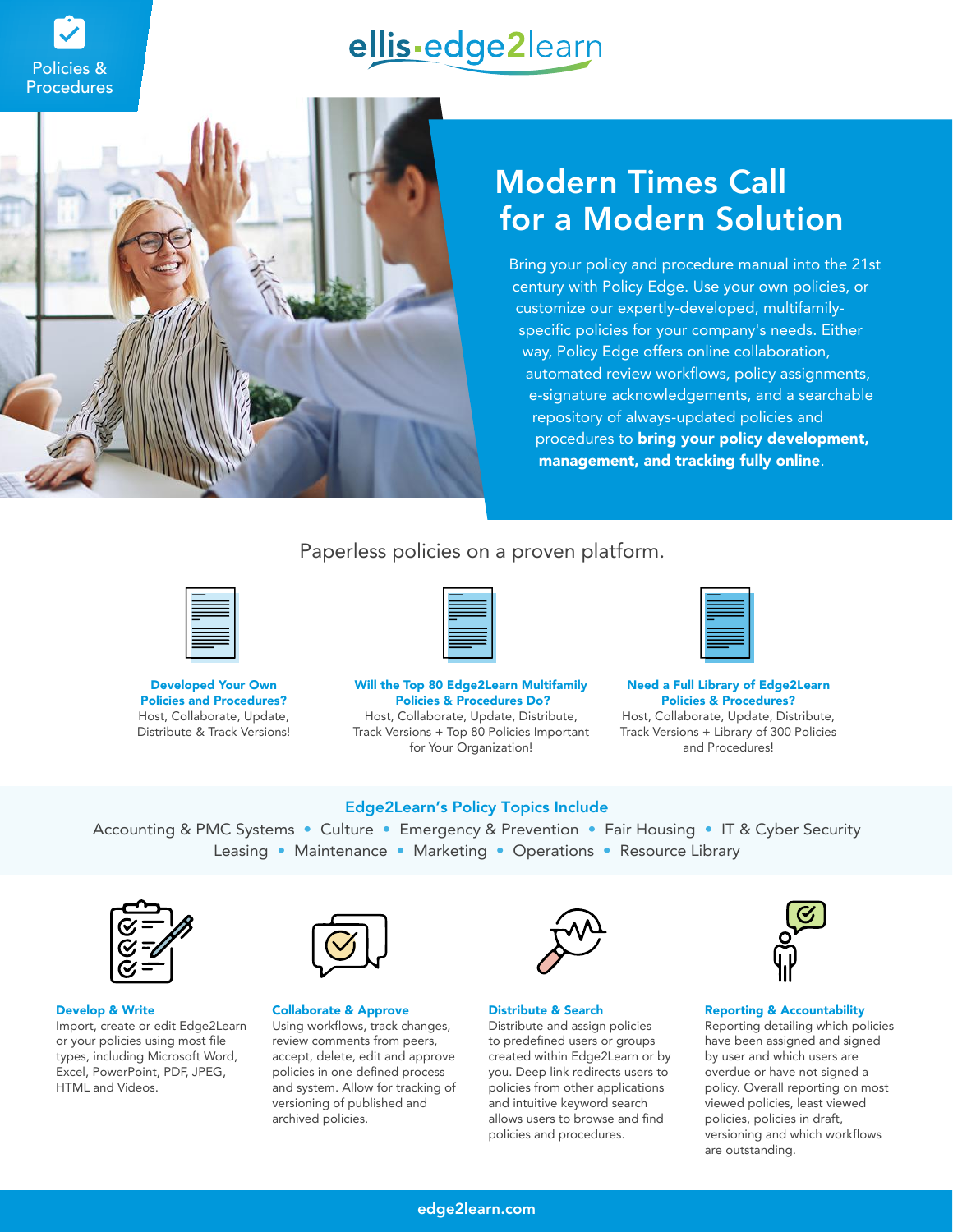Policies & Procedures

ellis·edge2learn

# Modern Times Call for a Modern Solution

Bring your policy and procedure manual into the 21st century with Policy Edge. Use your own policies, or customize our expertly-developed, multifamily-specific policies for your company's needs. Either way, Policy Edge offers online collaboration, automated review workflows, policy assignments, e-signature acknowledgements, and a searchable repository of always-updated policies and procedures to **bring your policy development, management, and tracking fully online**.

## Paperless policies on a proven platform.

**Developed Your Own Policies and Procedures?**
Host, Collaborate, Update, Distribute & Track Versions!

**Will the Top 80 Edge2Learn Multifamily Policies & Procedures Do?**
Host, Collaborate, Update, Distribute, Track Versions + Top 80 Policies Important for Your Organization!

**Need a Full Library of Edge2Learn Policies & Procedures?**
Host, Collaborate, Update, Distribute, Track Versions + Library of 300 Policies and Procedures!

## Edge2Learn's Policy Topics Include

Accounting & PMC Systems • Culture • Emergency & Prevention • Fair Housing • IT & Cyber Security
Leasing • Maintenance • Marketing • Operations • Resource Library

**Develop & Write**
Import, create or edit Edge2Learn or your policies using most file types, including Microsoft Word, Excel, PowerPoint, PDF, JPEG, HTML and Videos.

**Collaborate & Approve**
Using workflows, track changes, review comments from peers, accept, delete, edit and approve policies in one defined process and system. Allow for tracking of versioning of published and archived policies.

**Distribute & Search**
Distribute and assign policies to predefined users or groups created within Edge2Learn or by you. Deep link redirects users to policies from other applications and intuitive keyword search allows users to browse and find policies and procedures.

**Reporting & Accountability**
Reporting detailing which policies have been assigned and signed by user and which users are overdue or have not signed a policy. Overall reporting on most viewed policies, least viewed policies, policies in draft, versioning and which workflows are outstanding.

edge2learn.com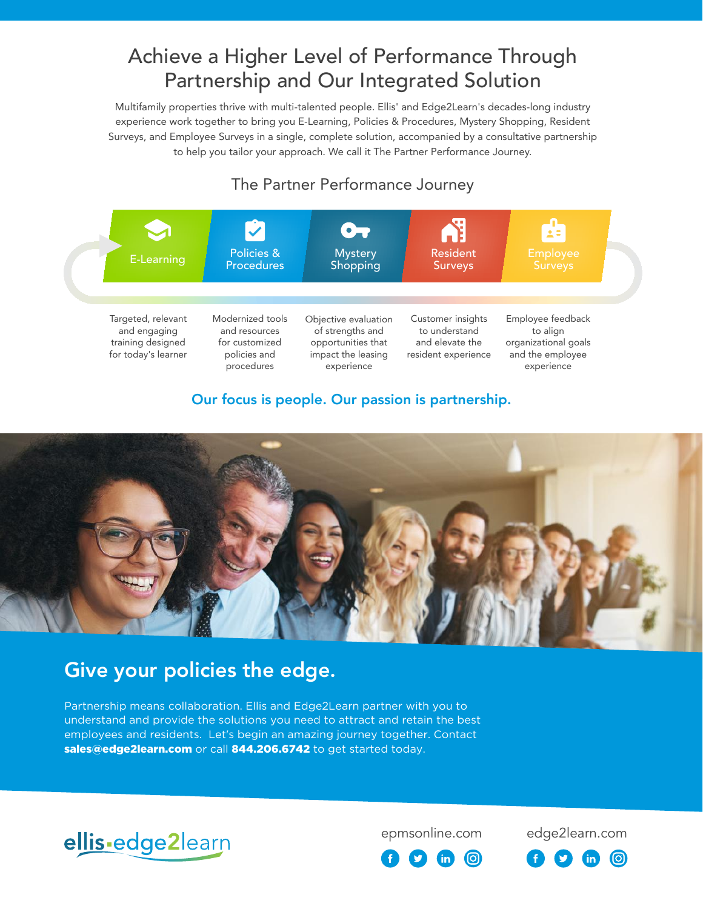# Achieve a Higher Level of Performance Through Partnership and Our Integrated Solution

Multifamily properties thrive with multi-talented people. Ellis' and Edge2Learn's decades-long industry experience work together to bring you E-Learning, Policies & Procedures, Mystery Shopping, Resident Surveys, and Employee Surveys in a single, complete solution, accompanied by a consultative partnership to help you tailor your approach. We call it The Partner Performance Journey.

## The Partner Performance Journey

**E-Learning**
Targeted, relevant and engaging training designed for today's learner

**Policies & Procedures**
Modernized tools and resources for customized policies and procedures

**Mystery Shopping**
Objective evaluation of strengths and opportunities that impact the leasing experience

**Resident Surveys**
Customer insights to understand and elevate the resident experience

**Employee Surveys**
Employee feedback to align organizational goals and the employee experience

**Our focus is people. Our passion is partnership.**

## Give your policies the edge.

Partnership means collaboration. Ellis and Edge2Learn partner with you to understand and provide the solutions you need to attract and retain the best employees and residents. Let's begin an amazing journey together. Contact **sales@edge2learn.com** or call **844.206.6742** to get started today.

ellis·edge2learn

epmsonline.com

edge2learn.com